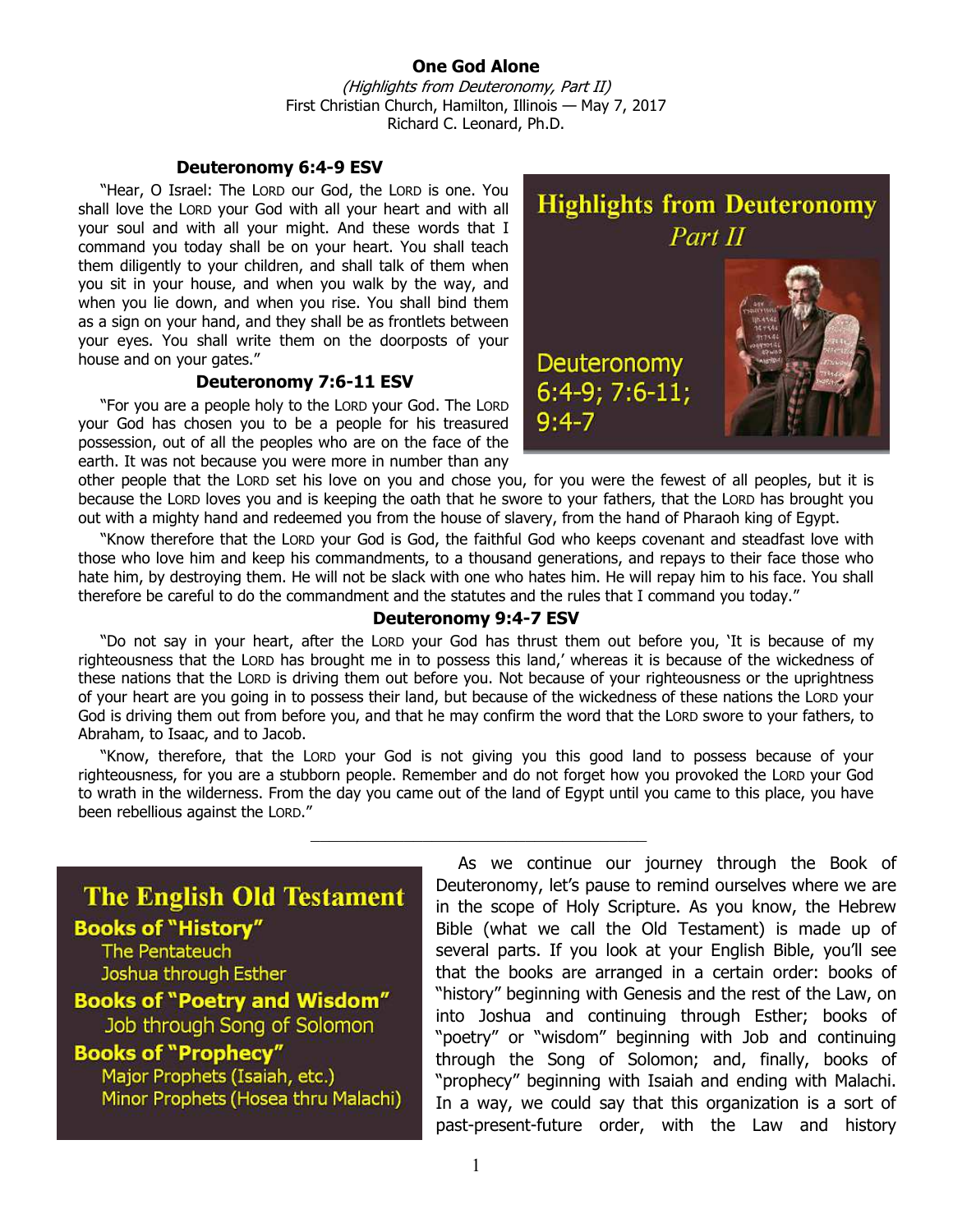# One God Alone

*(Highlights from Deuteronomy, Part II)*
First Christian Church, Hamilton, Illinois — May 7, 2017
Richard C. Leonard, Ph.D.

Highlights from Deuteronomy
*Part II*
Deuteronomy 6:4-9; 7:6-11; 9:4-7

### Deuteronomy 6:4-9 ESV

"Hear, O Israel: The LORD our God, the LORD is one. You shall love the LORD your God with all your heart and with all your soul and with all your might. And these words that I command you today shall be on your heart. You shall teach them diligently to your children, and shall talk of them when you sit in your house, and when you walk by the way, and when you lie down, and when you rise. You shall bind them as a sign on your hand, and they shall be as frontlets between your eyes. You shall write them on the doorposts of your house and on your gates."

### Deuteronomy 7:6-11 ESV

"For you are a people holy to the LORD your God. The LORD your God has chosen you to be a people for his treasured possession, out of all the peoples who are on the face of the earth. It was not because you were more in number than any other people that the LORD set his love on you and chose you, for you were the fewest of all peoples, but it is because the LORD loves you and is keeping the oath that he swore to your fathers, that the LORD has brought you out with a mighty hand and redeemed you from the house of slavery, from the hand of Pharaoh king of Egypt.

"Know therefore that the LORD your God is God, the faithful God who keeps covenant and steadfast love with those who love him and keep his commandments, to a thousand generations, and repays to their face those who hate him, by destroying them. He will not be slack with one who hates him. He will repay him to his face. You shall therefore be careful to do the commandment and the statutes and the rules that I command you today."

### Deuteronomy 9:4-7 ESV

"Do not say in your heart, after the LORD your God has thrust them out before you, 'It is because of my righteousness that the LORD has brought me in to possess this land,' whereas it is because of the wickedness of these nations that the LORD is driving them out before you. Not because of your righteousness or the uprightness of your heart are you going in to possess their land, but because of the wickedness of these nations the LORD your God is driving them out from before you, and that he may confirm the word that the LORD swore to your fathers, to Abraham, to Isaac, and to Jacob.

"Know, therefore, that the LORD your God is not giving you this good land to possess because of your righteousness, for you are a stubborn people. Remember and do not forget how you provoked the LORD your God to wrath in the wilderness. From the day you came out of the land of Egypt until you came to this place, you have been rebellious against the LORD."

---

**The English Old Testament**

**Books of "History"**
The Pentateuch
Joshua through Esther

**Books of "Poetry and Wisdom"**
Job through Song of Solomon

**Books of "Prophecy"**
Major Prophets (Isaiah, etc.)
Minor Prophets (Hosea thru Malachi)

As we continue our journey through the Book of Deuteronomy, let's pause to remind ourselves where we are in the scope of Holy Scripture. As you know, the Hebrew Bible (what we call the Old Testament) is made up of several parts. If you look at your English Bible, you'll see that the books are arranged in a certain order: books of "history" beginning with Genesis and the rest of the Law, on into Joshua and continuing through Esther; books of "poetry" or "wisdom" beginning with Job and continuing through the Song of Solomon; and, finally, books of "prophecy" beginning with Isaiah and ending with Malachi. In a way, we could say that this organization is a sort of past-present-future order, with the Law and history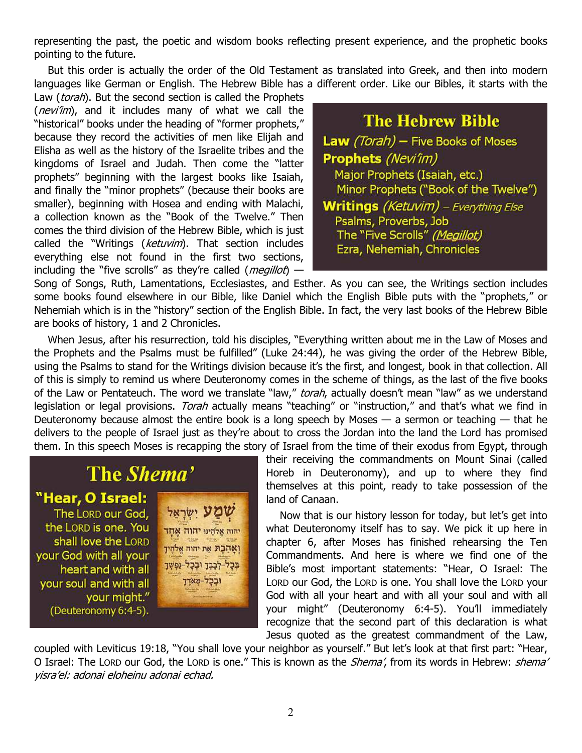representing the past, the poetic and wisdom books reflecting present experience, and the prophetic books pointing to the future.

But this order is actually the order of the Old Testament as translated into Greek, and then into modern languages like German or English. The Hebrew Bible has a different order. Like our Bibles, it starts with the Law (*torah*). But the second section is called the Prophets (*nevi'im*), and it includes many of what we call the "historical" books under the heading of "former prophets," because they record the activities of men like Elijah and Elisha as well as the history of the Israelite tribes and the kingdoms of Israel and Judah. Then come the "latter prophets" beginning with the largest books like Isaiah, and finally the "minor prophets" (because their books are smaller), beginning with Hosea and ending with Malachi, a collection known as the "Book of the Twelve." Then comes the third division of the Hebrew Bible, which is just called the "Writings (*ketuvim*). That section includes everything else not found in the first two sections, including the "five scrolls" as they're called (*megillot*) — Song of Songs, Ruth, Lamentations, Ecclesiastes, and Esther. As you can see, the Writings section includes some books found elsewhere in our Bible, like Daniel which the English Bible puts with the "prophets," or Nehemiah which is in the "history" section of the English Bible. In fact, the very last books of the Hebrew Bible are books of history, 1 and 2 Chronicles.

> **The Hebrew Bible**
>
> **Law** *(Torah)* **–** Five Books of Moses
>
> **Prophets** *(Nevi'im)*
> - Major Prophets (Isaiah, etc.)
> - Minor Prophets ("Book of the Twelve")
>
> **Writings** *(Ketuvim)* – *Everything Else*
> - Psalms, Proverbs, Job
> - The "Five Scrolls" *(Megillot)*
> - Ezra, Nehemiah, Chronicles

When Jesus, after his resurrection, told his disciples, "Everything written about me in the Law of Moses and the Prophets and the Psalms must be fulfilled" (Luke 24:44), he was giving the order of the Hebrew Bible, using the Psalms to stand for the Writings division because it's the first, and longest, book in that collection. All of this is simply to remind us where Deuteronomy comes in the scheme of things, as the last of the five books of the Law or Pentateuch. The word we translate "law," *torah*, actually doesn't mean "law" as we understand legislation or legal provisions. *Torah* actually means "teaching" or "instruction," and that's what we find in Deuteronomy because almost the entire book is a long speech by Moses — a sermon or teaching — that he delivers to the people of Israel just as they're about to cross the Jordan into the land the Lord has promised them. In this speech Moses is recapping the story of Israel from the time of their exodus from Egypt, through their receiving the commandments on Mount Sinai (called Horeb in Deuteronomy), and up to where they find themselves at this point, ready to take possession of the land of Canaan.

> **The *Shema'***
>
> **"Hear, O Israel:** The LORD our God, the LORD is one. You shall love the LORD your God with all your heart and with all your soul and with all your might." (Deuteronomy 6:4-5).
>
> שְׁמַע יִשְׂרָאֵל
> יהוה אֱלֹהֵינוּ יהוה אֶחָד
> וְאָהַבְתָּ אֵת יהוה אֱלֹהֶיךָ
> בְּכָל־לְבָבְךָ וּבְכָל־נַפְשְׁךָ
> וּבְכָל־מְאֹדֶךָ

Now that is our history lesson for today, but let's get into what Deuteronomy itself has to say. We pick it up here in chapter 6, after Moses has finished rehearsing the Ten Commandments. And here is where we find one of the Bible's most important statements: "Hear, O Israel: The LORD our God, the LORD is one. You shall love the LORD your God with all your heart and with all your soul and with all your might" (Deuteronomy 6:4-5). You'll immediately recognize that the second part of this declaration is what Jesus quoted as the greatest commandment of the Law, coupled with Leviticus 19:18, "You shall love your neighbor as yourself." But let's look at that first part: "Hear, O Israel: The LORD our God, the LORD is one." This is known as the *Shema'*, from its words in Hebrew: *shema' yisra'el: adonai eloheinu adonai echad.*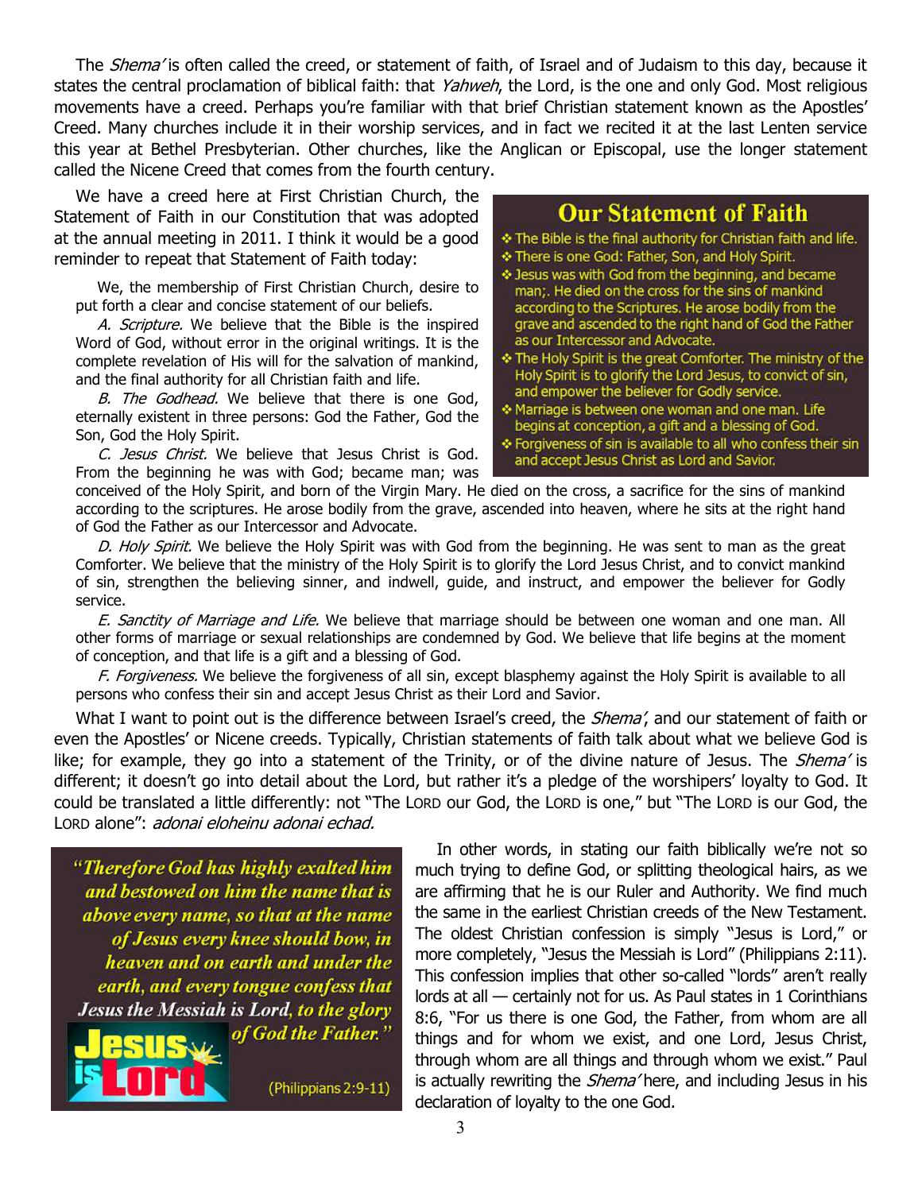The *Shema'* is often called the creed, or statement of faith, of Israel and of Judaism to this day, because it states the central proclamation of biblical faith: that *Yahweh*, the Lord, is the one and only God. Most religious movements have a creed. Perhaps you're familiar with that brief Christian statement known as the Apostles' Creed. Many churches include it in their worship services, and in fact we recited it at the last Lenten service this year at Bethel Presbyterian. Other churches, like the Anglican or Episcopal, use the longer statement called the Nicene Creed that comes from the fourth century.

We have a creed here at First Christian Church, the Statement of Faith in our Constitution that was adopted at the annual meeting in 2011. I think it would be a good reminder to repeat that Statement of Faith today:

> We, the membership of First Christian Church, desire to put forth a clear and concise statement of our beliefs.
>
> *A. Scripture.* We believe that the Bible is the inspired Word of God, without error in the original writings. It is the complete revelation of His will for the salvation of mankind, and the final authority for all Christian faith and life.
>
> *B. The Godhead.* We believe that there is one God, eternally existent in three persons: God the Father, God the Son, God the Holy Spirit.
>
> *C. Jesus Christ.* We believe that Jesus Christ is God. From the beginning he was with God; became man; was conceived of the Holy Spirit, and born of the Virgin Mary. He died on the cross, a sacrifice for the sins of mankind according to the scriptures. He arose bodily from the grave, ascended into heaven, where he sits at the right hand of God the Father as our Intercessor and Advocate.
>
> *D. Holy Spirit.* We believe the Holy Spirit was with God from the beginning. He was sent to man as the great Comforter. We believe that the ministry of the Holy Spirit is to glorify the Lord Jesus Christ, and to convict mankind of sin, strengthen the believing sinner, and indwell, guide, and instruct, and empower the believer for Godly service.
>
> *E. Sanctity of Marriage and Life.* We believe that marriage should be between one woman and one man. All other forms of marriage or sexual relationships are condemned by God. We believe that life begins at the moment of conception, and that life is a gift and a blessing of God.
>
> *F. Forgiveness.* We believe the forgiveness of all sin, except blasphemy against the Holy Spirit is available to all persons who confess their sin and accept Jesus Christ as their Lord and Savior.

## Our Statement of Faith

- The Bible is the final authority for Christian faith and life.
- There is one God: Father, Son, and Holy Spirit.
- Jesus was with God from the beginning, and became man;. He died on the cross for the sins of mankind according to the Scriptures. He arose bodily from the grave and ascended to the right hand of God the Father as our Intercessor and Advocate.
- The Holy Spirit is the great Comforter. The ministry of the Holy Spirit is to glorify the Lord Jesus, to convict of sin, and empower the believer for Godly service.
- Marriage is between one woman and one man. Life begins at conception, a gift and a blessing of God.
- Forgiveness of sin is available to all who confess their sin and accept Jesus Christ as Lord and Savior.

What I want to point out is the difference between Israel's creed, the *Shema'*, and our statement of faith or even the Apostles' or Nicene creeds. Typically, Christian statements of faith talk about what we believe God is like; for example, they go into a statement of the Trinity, or of the divine nature of Jesus. The *Shema'* is different; it doesn't go into detail about the Lord, but rather it's a pledge of the worshipers' loyalty to God. It could be translated a little differently: not "The LORD our God, the LORD is one," but "The LORD is our God, the LORD alone": *adonai eloheinu adonai echad.*

> *"Therefore God has highly exalted him and bestowed on him the name that is above every name, so that at the name of Jesus every knee should bow, in heaven and on earth and under the earth, and every tongue confess that **Jesus the Messiah is Lord**, to the glory of God the Father."*
>
> Jesus is Lord
>
> (Philippians 2:9-11)

In other words, in stating our faith biblically we're not so much trying to define God, or splitting theological hairs, as we are affirming that he is our Ruler and Authority. We find much the same in the earliest Christian creeds of the New Testament. The oldest Christian confession is simply "Jesus is Lord," or more completely, "Jesus the Messiah is Lord" (Philippians 2:11). This confession implies that other so-called "lords" aren't really lords at all — certainly not for us. As Paul states in 1 Corinthians 8:6, "For us there is one God, the Father, from whom are all things and for whom we exist, and one Lord, Jesus Christ, through whom are all things and through whom we exist." Paul is actually rewriting the *Shema'* here, and including Jesus in his declaration of loyalty to the one God.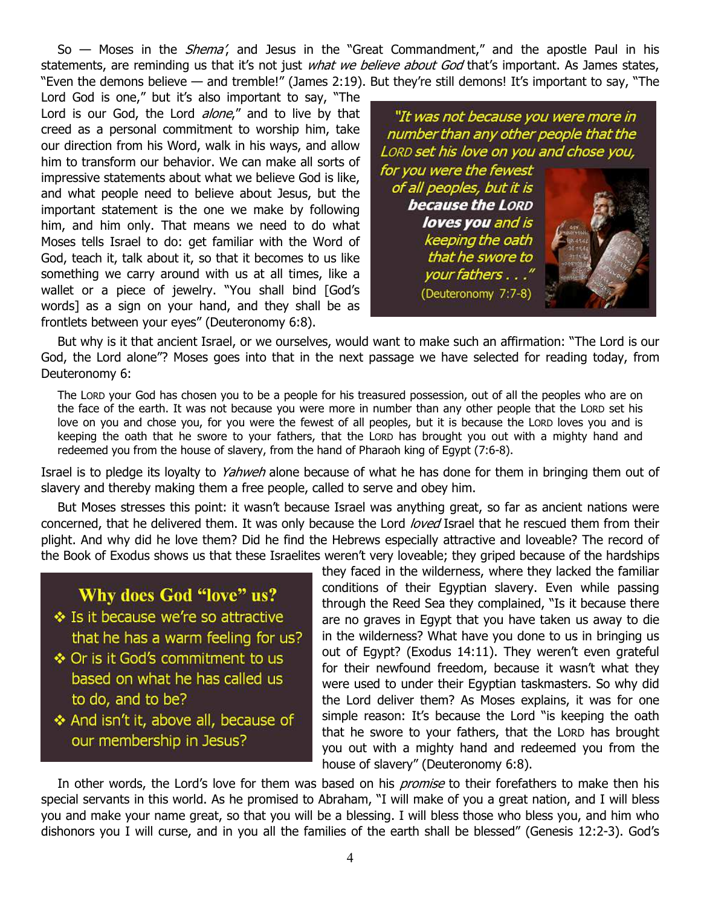So — Moses in the *Shema'*, and Jesus in the "Great Commandment," and the apostle Paul in his statements, are reminding us that it's not just *what we believe about God* that's important. As James states, "Even the demons believe — and tremble!" (James 2:19). But they're still demons! It's important to say, "The Lord God is one," but it's also important to say, "The Lord is our God, the Lord *alone*," and to live by that creed as a personal commitment to worship him, take our direction from his Word, walk in his ways, and allow him to transform our behavior. We can make all sorts of impressive statements about what we believe God is like, and what people need to believe about Jesus, but the important statement is the one we make by following him, and him only. That means we need to do what Moses tells Israel to do: get familiar with the Word of God, teach it, talk about it, so that it becomes to us like something we carry around with us at all times, like a wallet or a piece of jewelry. "You shall bind [God's words] as a sign on your hand, and they shall be as frontlets between your eyes" (Deuteronomy 6:8).

> *"It was not because you were more in number than any other people that the LORD set his love on you and chose you, for you were the fewest of all peoples, but it is* ***because the LORD loves you*** *and is keeping the oath that he swore to your fathers . . ."*
> (Deuteronomy 7:7-8)

But why is it that ancient Israel, or we ourselves, would want to make such an affirmation: "The Lord is our God, the Lord alone"? Moses goes into that in the next passage we have selected for reading today, from Deuteronomy 6:

> The LORD your God has chosen you to be a people for his treasured possession, out of all the peoples who are on the face of the earth. It was not because you were more in number than any other people that the LORD set his love on you and chose you, for you were the fewest of all peoples, but it is because the LORD loves you and is keeping the oath that he swore to your fathers, that the LORD has brought you out with a mighty hand and redeemed you from the house of slavery, from the hand of Pharaoh king of Egypt (7:6-8).

Israel is to pledge its loyalty to *Yahweh* alone because of what he has done for them in bringing them out of slavery and thereby making them a free people, called to serve and obey him.

But Moses stresses this point: it wasn't because Israel was anything great, so far as ancient nations were concerned, that he delivered them. It was only because the Lord *loved* Israel that he rescued them from their plight. And why did he love them? Did he find the Hebrews especially attractive and loveable? The record of the Book of Exodus shows us that these Israelites weren't very loveable; they griped because of the hardships they faced in the wilderness, where they lacked the familiar conditions of their Egyptian slavery. Even while passing through the Reed Sea they complained, "Is it because there are no graves in Egypt that you have taken us away to die in the wilderness? What have you done to us in bringing us out of Egypt? (Exodus 14:11). They weren't even grateful for their newfound freedom, because it wasn't what they were used to under their Egyptian taskmasters. So why did the Lord deliver them? As Moses explains, it was for one simple reason: It's because the Lord "is keeping the oath that he swore to your fathers, that the LORD has brought you out with a mighty hand and redeemed you from the house of slavery" (Deuteronomy 6:8).

> **Why does God "love" us?**
> - Is it because we're so attractive that he has a warm feeling for us?
> - Or is it God's commitment to us based on what he has called us to do, and to be?
> - And isn't it, above all, because of our membership in Jesus?

In other words, the Lord's love for them was based on his *promise* to their forefathers to make then his special servants in this world. As he promised to Abraham, "I will make of you a great nation, and I will bless you and make your name great, so that you will be a blessing. I will bless those who bless you, and him who dishonors you I will curse, and in you all the families of the earth shall be blessed" (Genesis 12:2-3). God's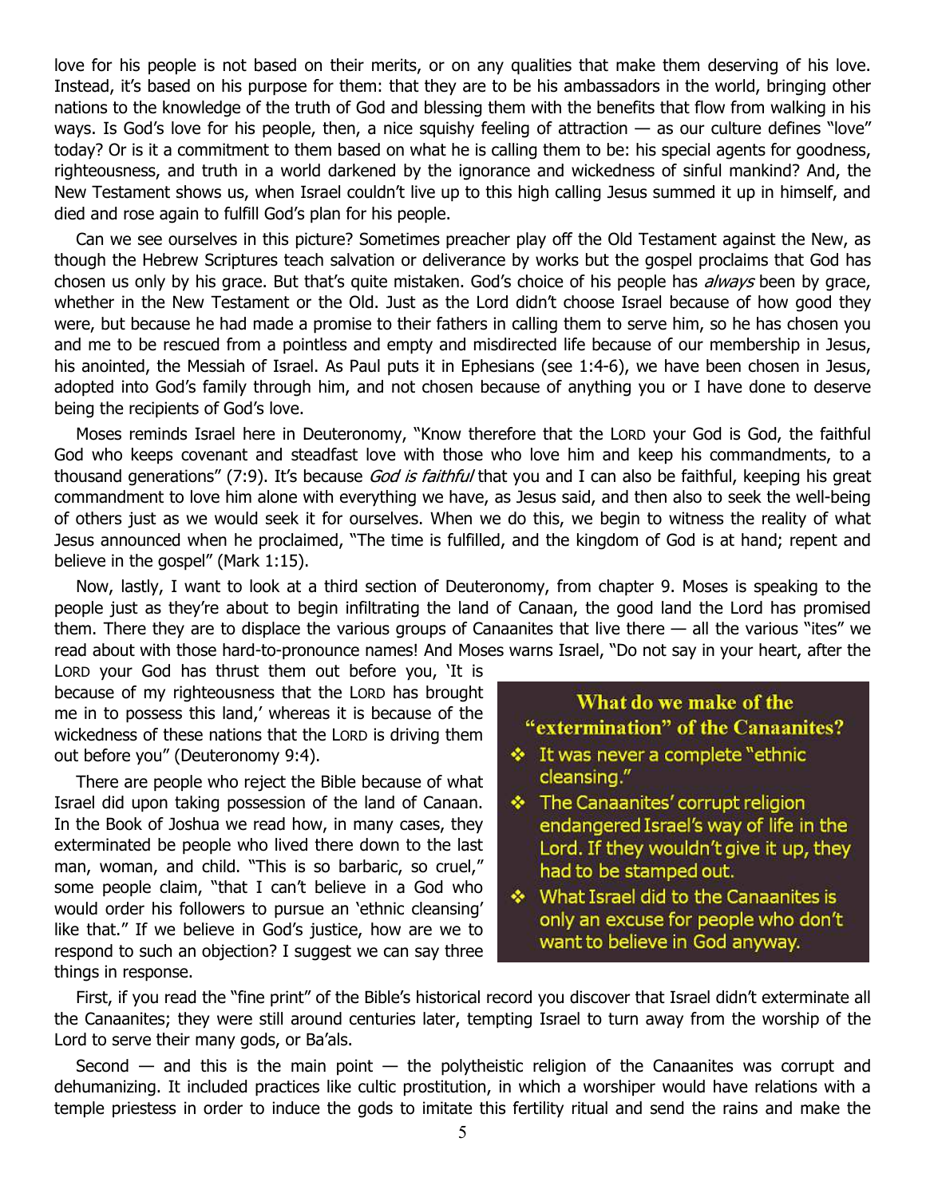love for his people is not based on their merits, or on any qualities that make them deserving of his love. Instead, it's based on his purpose for them: that they are to be his ambassadors in the world, bringing other nations to the knowledge of the truth of God and blessing them with the benefits that flow from walking in his ways. Is God's love for his people, then, a nice squishy feeling of attraction — as our culture defines "love" today? Or is it a commitment to them based on what he is calling them to be: his special agents for goodness, righteousness, and truth in a world darkened by the ignorance and wickedness of sinful mankind? And, the New Testament shows us, when Israel couldn't live up to this high calling Jesus summed it up in himself, and died and rose again to fulfill God's plan for his people.

Can we see ourselves in this picture? Sometimes preacher play off the Old Testament against the New, as though the Hebrew Scriptures teach salvation or deliverance by works but the gospel proclaims that God has chosen us only by his grace. But that's quite mistaken. God's choice of his people has *always* been by grace, whether in the New Testament or the Old. Just as the Lord didn't choose Israel because of how good they were, but because he had made a promise to their fathers in calling them to serve him, so he has chosen you and me to be rescued from a pointless and empty and misdirected life because of our membership in Jesus, his anointed, the Messiah of Israel. As Paul puts it in Ephesians (see 1:4-6), we have been chosen in Jesus, adopted into God's family through him, and not chosen because of anything you or I have done to deserve being the recipients of God's love.

Moses reminds Israel here in Deuteronomy, "Know therefore that the LORD your God is God, the faithful God who keeps covenant and steadfast love with those who love him and keep his commandments, to a thousand generations" (7:9). It's because *God is faithful* that you and I can also be faithful, keeping his great commandment to love him alone with everything we have, as Jesus said, and then also to seek the well-being of others just as we would seek it for ourselves. When we do this, we begin to witness the reality of what Jesus announced when he proclaimed, "The time is fulfilled, and the kingdom of God is at hand; repent and believe in the gospel" (Mark 1:15).

Now, lastly, I want to look at a third section of Deuteronomy, from chapter 9. Moses is speaking to the people just as they're about to begin infiltrating the land of Canaan, the good land the Lord has promised them. There they are to displace the various groups of Canaanites that live there — all the various "ites" we read about with those hard-to-pronounce names! And Moses warns Israel, "Do not say in your heart, after the LORD your God has thrust them out before you, 'It is because of my righteousness that the LORD has brought me in to possess this land,' whereas it is because of the wickedness of these nations that the LORD is driving them out before you" (Deuteronomy 9:4).

There are people who reject the Bible because of what Israel did upon taking possession of the land of Canaan. In the Book of Joshua we read how, in many cases, they exterminated be people who lived there down to the last man, woman, and child. "This is so barbaric, so cruel," some people claim, "that I can't believe in a God who would order his followers to pursue an 'ethnic cleansing' like that." If we believe in God's justice, how are we to respond to such an objection? I suggest we can say three things in response.

> **What do we make of the "extermination" of the Canaanites?**
>
> - It was never a complete "ethnic cleansing."
> - The Canaanites' corrupt religion endangered Israel's way of life in the Lord. If they wouldn't give it up, they had to be stamped out.
> - What Israel did to the Canaanites is only an excuse for people who don't want to believe in God anyway.

First, if you read the "fine print" of the Bible's historical record you discover that Israel didn't exterminate all the Canaanites; they were still around centuries later, tempting Israel to turn away from the worship of the Lord to serve their many gods, or Ba'als.

Second — and this is the main point — the polytheistic religion of the Canaanites was corrupt and dehumanizing. It included practices like cultic prostitution, in which a worshiper would have relations with a temple priestess in order to induce the gods to imitate this fertility ritual and send the rains and make the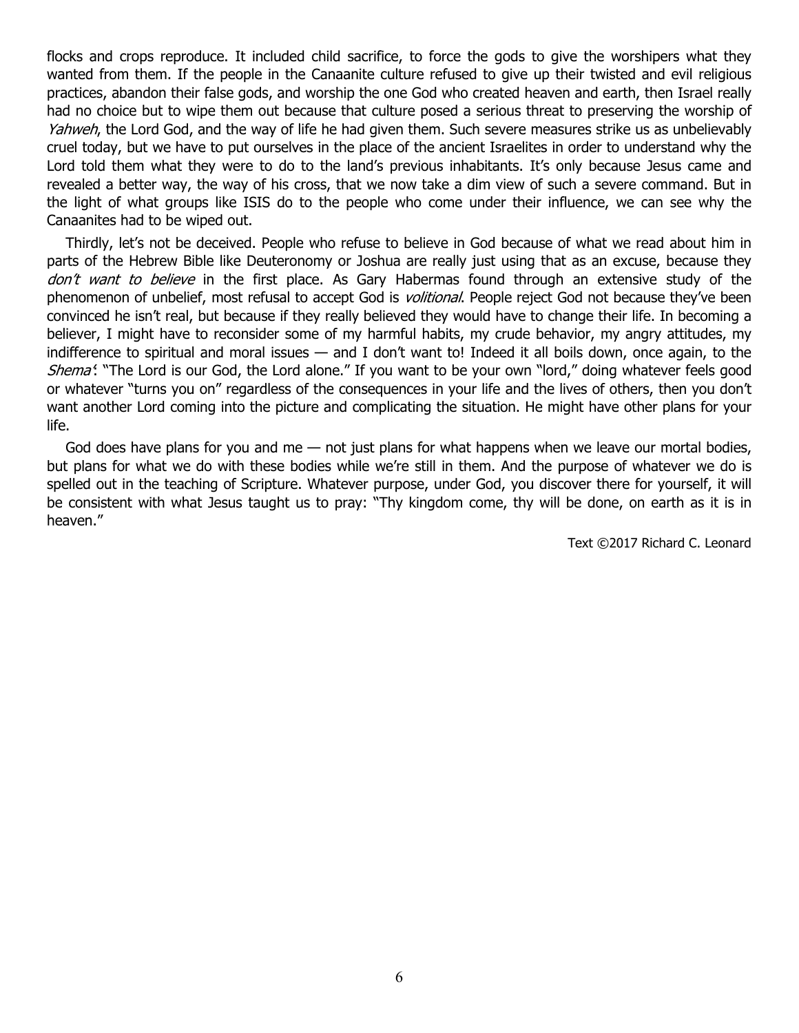flocks and crops reproduce. It included child sacrifice, to force the gods to give the worshipers what they wanted from them. If the people in the Canaanite culture refused to give up their twisted and evil religious practices, abandon their false gods, and worship the one God who created heaven and earth, then Israel really had no choice but to wipe them out because that culture posed a serious threat to preserving the worship of *Yahweh*, the Lord God, and the way of life he had given them. Such severe measures strike us as unbelievably cruel today, but we have to put ourselves in the place of the ancient Israelites in order to understand why the Lord told them what they were to do to the land's previous inhabitants. It's only because Jesus came and revealed a better way, the way of his cross, that we now take a dim view of such a severe command. But in the light of what groups like ISIS do to the people who come under their influence, we can see why the Canaanites had to be wiped out.

Thirdly, let's not be deceived. People who refuse to believe in God because of what we read about him in parts of the Hebrew Bible like Deuteronomy or Joshua are really just using that as an excuse, because they *don't want to believe* in the first place. As Gary Habermas found through an extensive study of the phenomenon of unbelief, most refusal to accept God is *volitional*. People reject God not because they've been convinced he isn't real, but because if they really believed they would have to change their life. In becoming a believer, I might have to reconsider some of my harmful habits, my crude behavior, my angry attitudes, my indifference to spiritual and moral issues — and I don't want to! Indeed it all boils down, once again, to the *Shema'*: "The Lord is our God, the Lord alone." If you want to be your own "lord," doing whatever feels good or whatever "turns you on" regardless of the consequences in your life and the lives of others, then you don't want another Lord coming into the picture and complicating the situation. He might have other plans for your life.

God does have plans for you and me — not just plans for what happens when we leave our mortal bodies, but plans for what we do with these bodies while we're still in them. And the purpose of whatever we do is spelled out in the teaching of Scripture. Whatever purpose, under God, you discover there for yourself, it will be consistent with what Jesus taught us to pray: "Thy kingdom come, thy will be done, on earth as it is in heaven."

Text ©2017 Richard C. Leonard